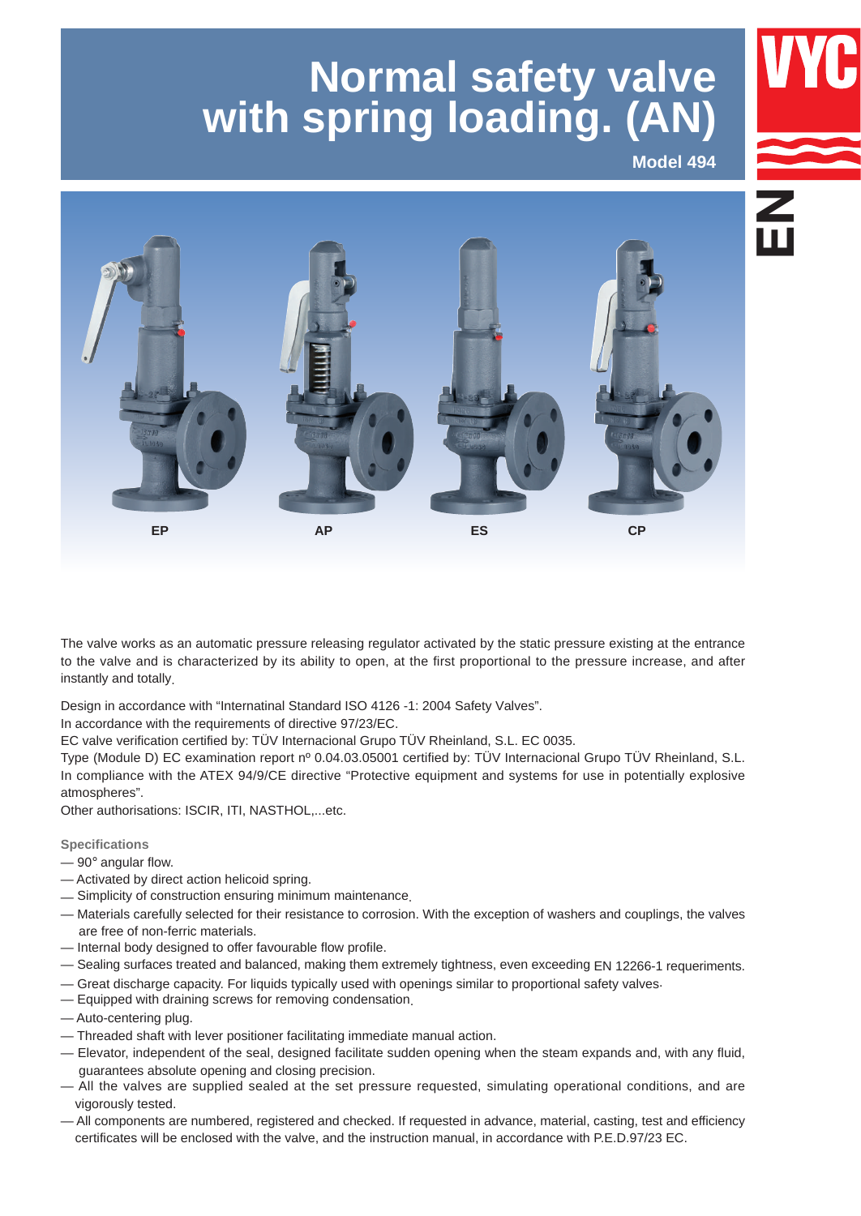# Normal safety valve with spring loading. (AN)

**Model 494**

**EP** **AP** **ES** **CP**

The valve works as an automatic pressure releasing regulator activated by the static pressure existing at the entrance to the valve and is characterized by its ability to open, at the first proportional to the pressure increase, and after instantly and totally.

Design in accordance with "Internatinal Standard ISO 4126 -1: 2004 Safety Valves".
In accordance with the requirements of directive 97/23/EC.
EC valve verification certified by: TÜV Internacional Grupo TÜV Rheinland, S.L. EC 0035.
Type (Module D) EC examination report nº 0.04.03.05001 certified by: TÜV Internacional Grupo TÜV Rheinland, S.L.
In compliance with the ATEX 94/9/CE directive "Protective equipment and systems for use in potentially explosive atmospheres".
Other authorisations: ISCIR, ITI, NASTHOL,...etc.

### Specifications

- 90° angular flow.
- Activated by direct action helicoid spring.
- Simplicity of construction ensuring minimum maintenance.
- Materials carefully selected for their resistance to corrosion. With the exception of washers and couplings, the valves are free of non-ferric materials.
- Internal body designed to offer favourable flow profile.
- Sealing surfaces treated and balanced, making them extremely tightness, even exceeding EN 12266-1 requeriments.
- Great discharge capacity. For liquids typically used with openings similar to proportional safety valves.
- Equipped with draining screws for removing condensation.
- Auto-centering plug.
- Threaded shaft with lever positioner facilitating immediate manual action.
- Elevator, independent of the seal, designed facilitate sudden opening when the steam expands and, with any fluid, guarantees absolute opening and closing precision.
- All the valves are supplied sealed at the set pressure requested, simulating operational conditions, and are vigorously tested.
- All components are numbered, registered and checked. If requested in advance, material, casting, test and efficiency certificates will be enclosed with the valve, and the instruction manual, in accordance with P.E.D.97/23 EC.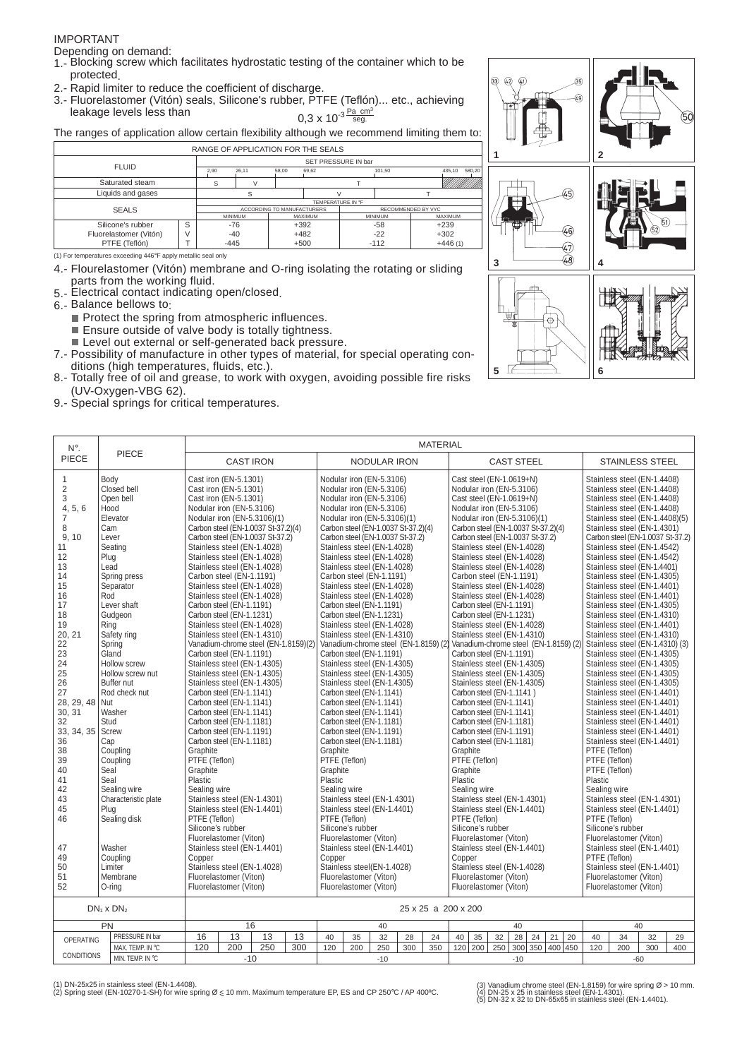IMPORTANT

Depending on demand:

1.- Blocking screw which facilitates hydrostatic testing of the container which to be protected.

2.- Rapid limiter to reduce the coefficient of discharge.

3.- Fluorelastomer (Vitón) seals, Silicone's rubber, PTFE (Teflón)... etc., achieving leakage levels less than $0,3 \times 10^{-3} \frac{Pa \cdot cm^3}{seg.}$

The ranges of application allow certain flexibility although we recommend limiting them to:

| RANGE OF APPLICATION FOR THE SEALS | | | | | | |
|---|---|---|---|---|---|---|
| FLUID | | SET PRESSURE IN bar: 2,90 – 26,11 – 58,00 – 69,62 – 101,50 – 435,10 – 580,20 | | | | |
| Saturated steam | | S | V | T | | |
| Liquids and gases | | S | V | T | | |
| SEALS | | TEMPERATURE IN °F | | | | |
| | | ACCORDING TO MANUFACTURERS | | RECOMMENDED BY VYC | | |
| | | MINIMUM | MAXIMUM | MINIMUM | MAXIMUM | |
| Silicone's rubber | S | -76 | +392 | -58 | +239 | |
| Fluorelastomer (Vitón) | V | -40 | +482 | -22 | +302 | |
| PTFE (Teflón) | T | -445 | +500 | -112 | +446 (1) | |

(1) For temperatures exceeding 446°F apply metallic seal only

4.- Flourelastomer (Vitón) membrane and O-ring isolating the rotating or sliding parts from the working fluid.

5.- Electrical contact indicating open/closed.

6.- Balance bellows to:

- Protect the spring from atmospheric influences.
- Ensure outside of valve body is totally tightness.
- Level out external or self-generated back pressure.

7.- Possibility of manufacture in other types of material, for special operating conditions (high temperatures, fluids, etc.).

8.- Totally free of oil and grease, to work with oxygen, avoiding possible fire risks (UV-Oxygen-VBG 62).

9.- Special springs for critical temperatures.

| N°. PIECE | PIECE | CAST IRON | NODULAR IRON | CAST STEEL | STAINLESS STEEL |
|---|---|---|---|---|---|
| 1 | Body | Cast iron (EN-5.1301) | Nodular iron (EN-5.3106) | Cast steel (EN-1.0619+N) | Stainless steel (EN-1.4408) |
| 2 | Closed bell | Cast iron (EN-5.1301) | Nodular iron (EN-5.3106) | Nodular iron (EN-5.3106) | Stainless steel (EN-1.4408) |
| 3 | Open bell | Cast iron (EN-5.1301) | Nodular iron (EN-5.3106) | Cast steel (EN-1.0619+N) | Stainless steel (EN-1.4408) |
| 4, 5, 6 | Hood | Nodular iron (EN-5.3106) | Nodular iron (EN-5.3106) | Nodular iron (EN-5.3106) | Stainless steel (EN-1.4408) |
| 7 | Elevator | Nodular iron (EN-5.3106)(1) | Nodular iron (EN-5.3106)(1) | Nodular iron (EN-5.3106)(1) | Stainless steel (EN-1.4408)(5) |
| 8 | Cam | Carbon steel (EN-1.0037 St-37.2)(4) | Carbon steel (EN-1.0037 St-37.2)(4) | Carbon steel (EN-1.0037 St-37.2)(4) | Stainless steel (EN-1.4301) |
| 9, 10 | Lever | Carbon steel (EN-1.0037 St-37.2) | Carbon steel (EN-1.0037 St-37.2) | Carbon steel (EN-1.0037 St-37.2) | Carbon steel (EN-1.0037 St-37.2) |
| 11 | Seating | Stainless steel (EN-1.4028) | Stainless steel (EN-1.4028) | Stainless steel (EN-1.4028) | Stainless steel (EN-1.4542) |
| 12 | Plug | Stainless steel (EN-1.4028) | Stainless steel (EN-1.4028) | Stainless steel (EN-1.4028) | Stainless steel (EN-1.4542) |
| 13 | Lead | Stainless steel (EN-1.4028) | Stainless steel (EN-1.4028) | Stainless steel (EN-1.4028) | Stainless steel (EN-1.4401) |
| 14 | Spring press | Carbon steel (EN-1.1191) | Carbon steel (EN-1.1191) | Carbon steel (EN-1.1191) | Stainless steel (EN-1.4305) |
| 15 | Separator | Stainless steel (EN-1.4028) | Stainless steel (EN-1.4028) | Stainless steel (EN-1.4028) | Stainless steel (EN-1.4401) |
| 16 | Rod | Stainless steel (EN-1.4028) | Stainless steel (EN-1.4028) | Stainless steel (EN-1.4028) | Stainless steel (EN-1.4401) |
| 17 | Lever shaft | Carbon steel (EN-1.1191) | Carbon steel (EN-1.1191) | Carbon steel (EN-1.1191) | Stainless steel (EN-1.4305) |
| 18 | Gudgeon | Carbon steel (EN-1.1231) | Carbon steel (EN-1.1231) | Carbon steel (EN-1.1231) | Stainless steel (EN-1.4310) |
| 19 | Ring | Stainless steel (EN-1.4028) | Stainless steel (EN-1.4028) | Stainless steel (EN-1.4028) | Stainless steel (EN-1.4401) |
| 20, 21 | Safety ring | Stainless steel (EN-1.4310) | Stainless steel (EN-1.4310) | Stainless steel (EN-1.4310) | Stainless steel (EN-1.4310) |
| 22 | Spring | Vanadium-chrome steel (EN-1.8159)(2) | Vanadium-chrome steel (EN-1.8159) (2) | Vanadium-chrome steel (EN-1.8159) (2) | Stainless steel (EN-1.4310) (3) |
| 23 | Gland | Carbon steel (EN-1.1191) | Carbon steel (EN-1.1191) | Carbon steel (EN-1.1191) | Stainless steel (EN-1.4305) |
| 24 | Hollow screw | Stainless steel (EN-1.4305) | Stainless steel (EN-1.4305) | Stainless steel (EN-1.4305) | Stainless steel (EN-1.4305) |
| 25 | Hollow screw nut | Stainless steel (EN-1.4305) | Stainless steel (EN-1.4305) | Stainless steel (EN-1.4305) | Stainless steel (EN-1.4305) |
| 26 | Buffer nut | Stainless steel (EN-1.4305) | Stainless steel (EN-1.4305) | Stainless steel (EN-1.4305) | Stainless steel (EN-1.4305) |
| 27 | Rod check nut | Carbon steel (EN-1.1141) | Carbon steel (EN-1.1141) | Carbon steel (EN-1.1141 ) | Stainless steel (EN-1.4401) |
| 28, 29, 48 | Nut | Carbon steel (EN-1.1141) | Carbon steel (EN-1.1141) | Carbon steel (EN-1.1141) | Stainless steel (EN-1.4401) |
| 30, 31 | Washer | Carbon steel (EN-1.1141) | Carbon steel (EN-1.1141) | Carbon steel (EN-1.1141) | Stainless steel (EN-1.4401) |
| 32 | Stud | Carbon steel (EN-1.1181) | Carbon steel (EN-1.1181) | Carbon steel (EN-1.1181) | Stainless steel (EN-1.4401) |
| 33, 34, 35 | Screw | Carbon steel (EN-1.1191) | Carbon steel (EN-1.1191) | Carbon steel (EN-1.1191) | Stainless steel (EN-1.4401) |
| 36 | Cap | Carbon steel (EN-1.1181) | Carbon steel (EN-1.1181) | Carbon steel (EN-1.1181) | Stainless steel (EN-1.4401) |
| 38 | Coupling | Graphite | Graphite | Graphite | PTFE (Teflon) |
| 39 | Coupling | PTFE (Teflon) | PTFE (Teflon) | PTFE (Teflon) | PTFE (Teflon) |
| 40 | Seal | Graphite | Graphite | Graphite | PTFE (Teflon) |
| 41 | Seal | Plastic | Plastic | Plastic | Plastic |
| 42 | Sealing wire | Sealing wire | Sealing wire | Sealing wire | Sealing wire |
| 43 | Characteristic plate | Stainless steel (EN-1.4301) | Stainless steel (EN-1.4301) | Stainless steel (EN-1.4301) | Stainless steel (EN-1.4301) |
| 45 | Plug | Stainless steel (EN-1.4401) | Stainless steel (EN-1.4401) | Stainless steel (EN-1.4401) | Stainless steel (EN-1.4401) |
| 46 | Sealing disk | PTFE (Teflon) / Silicone's rubber / Fluorelastomer (Viton) | PTFE (Teflon) / Silicone's rubber / Fluorelastomer (Viton) | PTFE (Teflon) / Silicone's rubber / Fluorelastomer (Viton) | PTFE (Teflon) / Silicone's rubber / Fluorelastomer (Viton) |
| 47 | Washer | Stainless steel (EN-1.4401) | Stainless steel (EN-1.4401) | Stainless steel (EN-1.4401) | Stainless steel (EN-1.4401) |
| 49 | Coupling | Copper | Copper | Copper | PTFE (Teflon) |
| 50 | Limiter | Stainless steel (EN-1.4028) | Stainless steel(EN-1.4028) | Stainless steel (EN-1.4028) | Stainless steel (EN-1.4401) |
| 51 | Membrane | Fluorelastomer (Viton) | Fluorelastomer (Viton) | Fluorelastomer (Viton) | Fluorelastomer (Viton) |
| 52 | O-ring | Fluorelastomer (Viton) | Fluorelastomer (Viton) | Fluorelastomer (Viton) | Fluorelastomer (Viton) |
| $DN_1 \times DN_2$ | | 25 x 25 a 200 x 200 | | | |

| OPERATING CONDITIONS | | CAST IRON | | | | NODULAR IRON | | | | | CAST STEEL | | | | | | | | STAINLESS STEEL | | | |
|---|---|---|---|---|---|---|---|---|---|---|---|---|---|---|---|---|---|---|---|---|---|---|
| PN | | 16 | | | | 40 | | | | | 40 | | | | | | | | 40 | | | |
| PRESSURE IN bar | | 16 | 13 | 13 | 13 | 40 | 35 | 32 | 28 | 24 | 40 | 35 | 32 | 28 | 24 | 21 | 20 | | 40 | 34 | 32 | 29 |
| MAX. TEMP. IN ºC | | 120 | 200 | 250 | 300 | 120 | 200 | 250 | 300 | 350 | 120 | 200 | 250 | 300 | 350 | 400 | 450 | | 120 | 200 | 300 | 400 |
| MIN. TEMP. IN ºC | | -10 | | | | -10 | | | | | -10 | | | | | | | | -60 | | | |

(1) DN-25x25 in stainless steel (EN-1.4408).
(2) Spring steel (EN-10270-1-SH) for wire spring Ø ≤ 10 mm. Maximum temperature EP, ES and CP 250°C / AP 400ºC.
(3) Vanadium chrome steel (EN-1.8159) for wire spring Ø > 10 mm.
(4) DN-25 x 25 in stainless steel (EN-1.4301).
(5) DN-32 x 32 to DN-65x65 in stainless steel (EN-1.4401).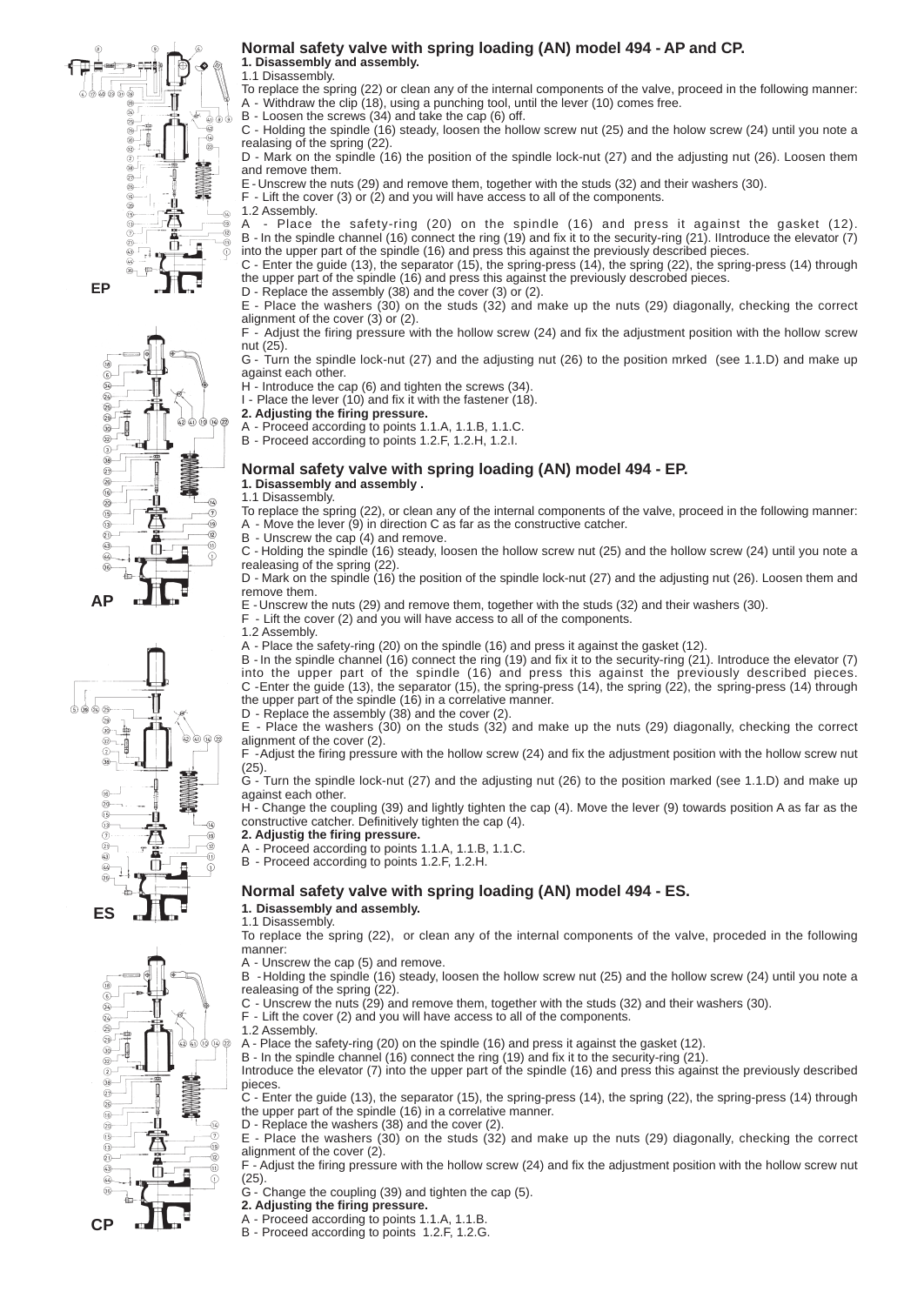EP

AP

ES

CP

## Normal safety valve with spring loading (AN) model 494 - AP and CP.

**1. Disassembly and assembly.**

1.1 Disassembly.

To replace the spring (22) or clean any of the internal components of the valve, proceed in the following manner:

A - Withdraw the clip (18), using a punching tool, until the lever (10) comes free.

B - Loosen the screws (34) and take the cap (6) off.

C - Holding the spindle (16) steady, loosen the hollow screw nut (25) and the holow screw (24) until you note a realasing of the spring (22).

D - Mark on the spindle (16) the position of the spindle lock-nut (27) and the adjusting nut (26). Loosen them and remove them.

E - Unscrew the nuts (29) and remove them, together with the studs (32) and their washers (30).

F - Lift the cover (3) or (2) and you will have access to all of the components.

1.2 Assembly.

A - Place the safety-ring (20) on the spindle (16) and press it against the gasket (12).

B - In the spindle channel (16) connect the ring (19) and fix it to the security-ring (21). IIntroduce the elevator (7) into the upper part of the spindle (16) and press this against the previously described pieces.

C - Enter the guide (13), the separator (15), the spring-press (14), the spring (22), the spring-press (14) through the upper part of the spindle (16) and press this against the previously descrobed pieces.

D - Replace the assembly (38) and the cover (3) or (2).

E - Place the washers (30) on the studs (32) and make up the nuts (29) diagonally, checking the correct alignment of the cover (3) or (2).

F - Adjust the firing pressure with the hollow screw (24) and fix the adjustment position with the hollow screw nut (25).

G - Turn the spindle lock-nut (27) and the adjusting nut (26) to the position mrked (see 1.1.D) and make up against each other.

H - Introduce the cap (6) and tighten the screws (34).

I - Place the lever (10) and fix it with the fastener (18).

**2. Adjusting the firing pressure.**

A - Proceed according to points 1.1.A, 1.1.B, 1.1.C.

B - Proceed according to points 1.2.F, 1.2.H, 1.2.I.

## Normal safety valve with spring loading (AN) model 494 - EP.

**1. Disassembly and assembly .**

1.1 Disassembly.

To replace the spring (22), or clean any of the internal components of the valve, proceed in the following manner:

A - Move the lever (9) in direction C as far as the constructive catcher.

B - Unscrew the cap (4) and remove.

C - Holding the spindle (16) steady, loosen the hollow screw nut (25) and the hollow screw (24) until you note a realeasing of the spring (22).

D - Mark on the spindle (16) the position of the spindle lock-nut (27) and the adjusting nut (26). Loosen them and remove them.

E - Unscrew the nuts (29) and remove them, together with the studs (32) and their washers (30).

F - Lift the cover (2) and you will have access to all of the components.

1.2 Assembly.

A - Place the safety-ring (20) on the spindle (16) and press it against the gasket (12).

B - In the spindle channel (16) connect the ring (19) and fix it to the security-ring (21). Introduce the elevator (7) into the upper part of the spindle (16) and press this against the previously described pieces.

C -Enter the guide (13), the separator (15), the spring-press (14), the spring (22), the spring-press (14) through the upper part of the spindle (16) in a correlative manner.

D - Replace the assembly (38) and the cover (2).

E - Place the washers (30) on the studs (32) and make up the nuts (29) diagonally, checking the correct alignment of the cover (2).

F -Adjust the firing pressure with the hollow screw (24) and fix the adjustment position with the hollow screw nut (25).

G - Turn the spindle lock-nut (27) and the adjusting nut (26) to the position marked (see 1.1.D) and make up against each other.

H - Change the coupling (39) and lightly tighten the cap (4). Move the lever (9) towards position A as far as the constructive catcher. Definitively tighten the cap (4).

**2. Adjustig the firing pressure.**

A - Proceed according to points 1.1.A, 1.1.B, 1.1.C.

B - Proceed according to points 1.2.F, 1.2.H.

## Normal safety valve with spring loading (AN) model 494 - ES.

**1. Disassembly and assembly.**

1.1 Disassembly.

To replace the spring (22), or clean any of the internal components of the valve, proceded in the following manner:

A - Unscrew the cap (5) and remove.

B - Holding the spindle (16) steady, loosen the hollow screw nut (25) and the hollow screw (24) until you note a realeasing of the spring (22).

C - Unscrew the nuts (29) and remove them, together with the studs (32) and their washers (30).

F - Lift the cover (2) and you will have access to all of the components.

1.2 Assembly.

A - Place the safety-ring (20) on the spindle (16) and press it against the gasket (12).

B - In the spindle channel (16) connect the ring (19) and fix it to the security-ring (21).

Introduce the elevator (7) into the upper part of the spindle (16) and press this against the previously described pieces.

C - Enter the guide (13), the separator (15), the spring-press (14), the spring (22), the spring-press (14) through the upper part of the spindle (16) in a correlative manner.

D - Replace the washers (38) and the cover (2).

E - Place the washers (30) on the studs (32) and make up the nuts (29) diagonally, checking the correct alignment of the cover (2).

F - Adjust the firing pressure with the hollow screw (24) and fix the adjustment position with the hollow screw nut (25).

G - Change the coupling (39) and tighten the cap (5).

**2. Adjusting the firing pressure.**

A - Proceed according to points 1.1.A, 1.1.B.

B - Proceed according to points 1.2.F, 1.2.G.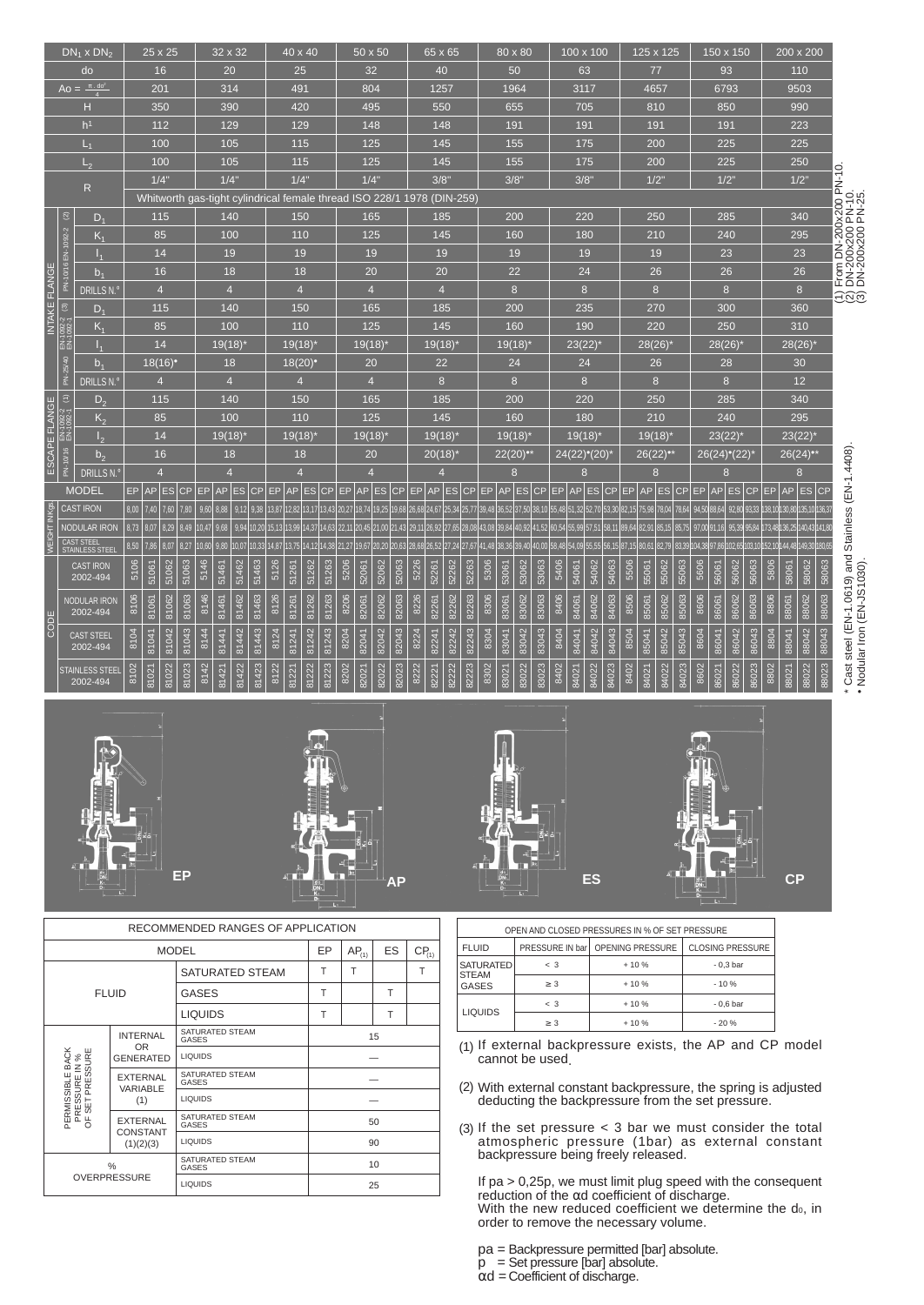| | | | 25 x 25 | 32 x 32 | 40 x 40 | 50 x 50 | 65 x 65 | 80 x 80 | 100 x 100 | 125 x 125 | 150 x 150 | 200 x 200 |
|---|---|---|---|---|---|---|---|---|---|---|---|---|
| $DN_1 \times DN_2$ | | | 25 x 25 | 32 x 32 | 40 x 40 | 50 x 50 | 65 x 65 | 80 x 80 | 100 x 100 | 125 x 125 | 150 x 150 | 200 x 200 |
| do | | | 16 | 20 | 25 | 32 | 40 | 50 | 63 | 77 | 93 | 110 |
| $A_o = \frac{\pi \cdot d_o^2}{4}$ | | | 201 | 314 | 491 | 804 | 1257 | 1964 | 3117 | 4657 | 6793 | 9503 |
| H | | | 350 | 390 | 420 | 495 | 550 | 655 | 705 | 810 | 850 | 990 |
| $h^1$ | | | 112 | 129 | 129 | 148 | 148 | 191 | 191 | 191 | 191 | 223 |
| $L_1$ | | | 100 | 105 | 115 | 125 | 145 | 155 | 175 | 200 | 225 | 225 |
| $L_2$ | | | 100 | 105 | 115 | 125 | 145 | 155 | 175 | 200 | 225 | 250 |
| R | | | 1/4" | 1/4" | 1/4" | 1/4" | 3/8" | 3/8" | 3/8" | 1/2" | 1/2" | 1/2" |
| | | | Whitworth gas-tight cylindrical female thread ISO 228/1 1978 (DIN-259) | | | | | | | | | |
| INTAKE FLANGE | (2) PN-10/16 EN-1092-2 | $D_1$ | 115 | 140 | 150 | 165 | 185 | 200 | 220 | 250 | 285 | 340 |
| | | $K_1$ | 85 | 100 | 110 | 125 | 145 | 160 | 180 | 210 | 240 | 295 |
| | | $l_1$ | 14 | 19 | 19 | 19 | 19 | 19 | 19 | 19 | 23 | 23 |
| | | $b_1$ | 16 | 18 | 18 | 20 | 20 | 22 | 24 | 26 | 26 | 26 |
| | | DRILLS N.º | 4 | 4 | 4 | 4 | 4 | 8 | 8 | 8 | 8 | 8 |
| | (3) PN-25/40 EN-1092-1 EN-1092-2 | $D_1$ | 115 | 140 | 150 | 165 | 185 | 200 | 235 | 270 | 300 | 360 |
| | | $K_1$ | 85 | 100 | 110 | 125 | 145 | 160 | 190 | 220 | 250 | 310 |
| | | $l_1$ | 14 | 19(18)* | 19(18)* | 19(18)* | 19(18)* | 19(18)* | 23(22)* | 28(26)* | 28(26)* | 28(26)* |
| | | $b_1$ | 18(16)• | 18 | 18(20)• | 20 | 22 | 24 | 24 | 26 | 28 | 30 |
| | | DRILLS N.º | 4 | 4 | 4 | 4 | 8 | 8 | 8 | 8 | 8 | 12 |
| ESCAPE FLANGE | (1) PN-10/16 EN-1092-2 EN-1092-1 | $D_2$ | 115 | 140 | 150 | 165 | 185 | 200 | 220 | 250 | 285 | 340 |
| | | $K_2$ | 85 | 100 | 110 | 125 | 145 | 160 | 180 | 210 | 240 | 295 |
| | | $l_2$ | 14 | 19(18)* | 19(18)* | 19(18)* | 19(18)* | 19(18)* | 19(18)* | 19(18)* | 23(22)* | 23(22)* |
| | | $b_2$ | 16 | 18 | 18 | 20 | 20(18)* | 22(20)•* | 24(22)*(20)* | 26(22)•* | 26(24)•(22)* | 26(24)•* |
| | | DRILLS N.º | 4 | 4 | 4 | 4 | 4 | 8 | 8 | 8 | 8 | 8 |

| MODEL | 25x25 EP | AP | ES | CP | 32x32 EP | AP | ES | CP | 40x40 EP | AP | ES | CP | 50x50 EP | AP | ES | CP | 65x65 EP | AP | ES | CP | 80x80 EP | AP | ES | CP | 100x100 EP | AP | ES | CP | 125x125 EP | AP | ES | CP | 150x150 EP | AP | ES | CP | 200x200 EP | AP | ES | CP |
|---|---|---|---|---|---|---|---|---|---|---|---|---|---|---|---|---|---|---|---|---|---|---|---|---|---|---|---|---|---|---|---|---|---|---|---|---|---|---|---|---|
| WEIGHT IN Kgs. – CAST IRON | 8,00 | 7,40 | 7,60 | 7,80 | 9,60 | 8,88 | 9,12 | 9,38 | 13,87 | 12,82 | 13,17 | 13,43 | 20,27 | 18,74 | 19,25 | 19,68 | 26,68 | 24,67 | 25,34 | 25,77 | 39,48 | 36,52 | 37,50 | 38,10 | 55,48 | 51,32 | 52,70 | 53,30 | 82,15 | 75,98 | 78,04 | 78,64 | 94,50 | 88,64 | 92,80 | 93,33 | 138,10 | 130,80 | 135,10 | 136,37 |
| NODULAR IRON | 8,73 | 8,07 | 8,29 | 8,49 | 10,47 | 9,68 | 9,94 | 10,20 | 15,13 | 13,99 | 14,37 | 14,63 | 22,11 | 20,45 | 21,00 | 21,43 | 29,11 | 26,92 | 27,65 | 28,08 | 43,08 | 39,84 | 40,92 | 41,52 | 60,54 | 55,99 | 57,51 | 58,11 | 89,64 | 82,91 | 85,15 | 85,75 | 97,00 | 91,16 | 95,39 | 95,84 | 173,48 | 136,25 | 140,43 | 141,80 |
| CAST STEEL STAINLESS STEEL | 8,50 | 7,86 | 8,07 | 8,27 | 10,60 | 9,80 | 10,07 | 10,33 | 14,87 | 13,75 | 14,12 | 14,38 | 21,27 | 19,67 | 20,20 | 20,63 | 28,68 | 26,52 | 27,24 | 27,67 | 41,49 | 38,36 | 39,40 | 40,00 | 58,48 | 54,09 | 55,55 | 56,15 | 87,15 | 80,61 | 82,79 | 83,39 | 104,38 | 97,86 | 102,65 | 103,10 | 152,10 | 144,48 | 149,30 | 180,65 |
| CODE – CAST IRON 2002-494 | 5106 | 51061 | 51062 | 51063 | 5146 | 51461 | 51462 | 51463 | 5126 | 51261 | 51262 | 51263 | 5206 | 52061 | 52062 | 52063 | 5226 | 52261 | 52262 | 52263 | 5306 | 53061 | 53062 | 53063 | 5406 | 54061 | 54062 | 54063 | 5506 | 55061 | 55062 | 55063 | 5606 | 56061 | 56062 | 56063 | 5806 | 58061 | 58062 | 58063 |
| NODULAR IRON 2002-494 | 8106 | 81061 | 81062 | 81063 | 8146 | 81461 | 81462 | 81463 | 8126 | 81261 | 81262 | 81263 | 8206 | 82061 | 82062 | 82063 | 8226 | 82261 | 82262 | 82263 | 8306 | 83061 | 83062 | 83063 | 8406 | 84061 | 84062 | 84063 | 8506 | 85061 | 85062 | 85063 | 8606 | 86061 | 86062 | 86063 | 8806 | 88061 | 88062 | 88063 |
| CAST STEEL 2002-494 | 8104 | 81041 | 81042 | 81043 | 8144 | 81441 | 81442 | 81443 | 8124 | 81241 | 81242 | 81243 | 8204 | 82041 | 82042 | 82043 | 8224 | 82241 | 82242 | 82243 | 8304 | 83041 | 83042 | 83043 | 8404 | 84041 | 84042 | 84043 | 8504 | 85041 | 85042 | 85043 | 8604 | 86041 | 86042 | 86043 | 8804 | 88041 | 88042 | 88043 |
| STAINLESS STEEL 2002-494 | 8102 | 81021 | 81022 | 81023 | 8142 | 81421 | 81422 | 81423 | 8122 | 81221 | 81222 | 81223 | 8202 | 82021 | 82022 | 82023 | 8222 | 82221 | 82222 | 82223 | 8302 | 83021 | 83022 | 83023 | 8402 | 84021 | 84022 | 84023 | 8402 | 84021 | 84022 | 84023 | 8602 | 86021 | 86022 | 86023 | 8802 | 88021 | 88022 | 88023 |

(1) From DN-200x200 PN-10.
(2) DN-200x200 PN-10.
(3) DN-200x200 PN-25.

\* Cast steel (EN-1.0619) and Stainless (EN-1.4408).
• Nodular Iron (EN-JS1030).

EP AP ES CP

**RECOMMENDED RANGES OF APPLICATION**

| | | MODEL | EP | $AP_{(1)}$ | ES | $CP_{(1)}$ |
|---|---|---|---|---|---|---|
| FLUID | | SATURATED STEAM | T | T | | T |
| | | GASES | T | | T | |
| | | LIQUIDS | T | | T | |
| PERMISSIBLE BACK PRESSURE IN % OF SET PRESSURE | INTERNAL OR GENERATED | SATURATED STEAM GASES | 15 | | | |
| | | LIQUIDS | — | | | |
| | EXTERNAL VARIABLE (1) | SATURATED STEAM GASES | — | | | |
| | | LIQUIDS | — | | | |
| | EXTERNAL CONSTANT (1)(2)(3) | SATURATED STEAM GASES | 50 | | | |
| | | LIQUIDS | 90 | | | |
| % OVERPRESSURE | | SATURATED STEAM GASES | 10 | | | |
| | | LIQUIDS | 25 | | | |

**OPEN AND CLOSED PRESSURES IN % OF SET PRESSURE**

| FLUID | PRESSURE IN bar | OPENING PRESSURE | CLOSING PRESSURE |
|---|---|---|---|
| SATURATED STEAM GASES | < 3 | + 10 % | - 0,3 bar |
| | ≥ 3 | + 10 % | - 10 % |
| LIQUIDS | < 3 | + 10 % | - 0,6 bar |
| | ≥ 3 | + 10 % | - 20 % |

(1) If external backpressure exists, the AP and CP model cannot be used.

(2) With external constant backpressure, the spring is adjusted deducting the backpressure from the set pressure.

(3) If the set pressure < 3 bar we must consider the total atmospheric pressure (1bar) as external constant backpressure being freely released.

If pa > 0,25p, we must limit plug speed with the consequent reduction of the αd coefficient of discharge.
With the new reduced coefficient we determine the $d_0$, in order to remove the necessary volume.

pa = Backpressure permitted [bar] absolute.
p = Set pressure [bar] absolute.
αd = Coefficient of discharge.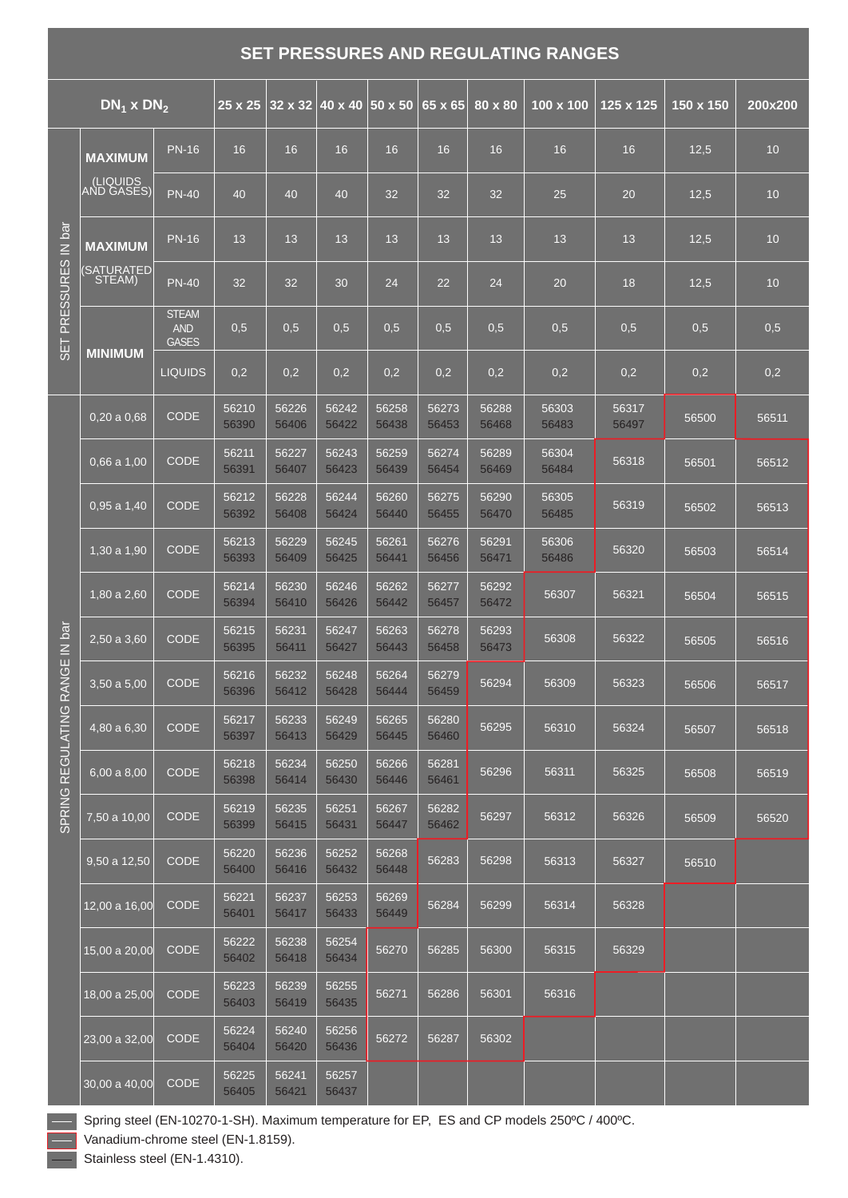## SET PRESSURES AND REGULATING RANGES

| | | | 25 x 25 | 32 x 32 | 40 x 40 | 50 x 50 | 65 x 65 | 80 x 80 | 100 x 100 | 125 x 125 | 150 x 150 | 200x200 |
|---|---|---|---|---|---|---|---|---|---|---|---|---|
| | | | $DN_1$ x $DN_2$ | | | | | | | | | |
| SET PRESSURES IN bar | MAXIMUM (LIQUIDS AND GASES) | PN-16 | 16 | 16 | 16 | 16 | 16 | 16 | 16 | 16 | 12,5 | 10 |
| | | PN-40 | 40 | 40 | 40 | 32 | 32 | 32 | 25 | 20 | 12,5 | 10 |
| | MAXIMUM (SATURATED STEAM) | PN-16 | 13 | 13 | 13 | 13 | 13 | 13 | 13 | 13 | 12,5 | 10 |
| | | PN-40 | 32 | 32 | 30 | 24 | 22 | 24 | 20 | 18 | 12,5 | 10 |
| | MINIMUM | STEAM AND GASES | 0,5 | 0,5 | 0,5 | 0,5 | 0,5 | 0,5 | 0,5 | 0,5 | 0,5 | 0,5 |
| | | LIQUIDS | 0,2 | 0,2 | 0,2 | 0,2 | 0,2 | 0,2 | 0,2 | 0,2 | 0,2 | 0,2 |
| SPRING REGULATING RANGE IN bar | 0,20 a 0,68 | CODE | 56210 56390 | 56226 56406 | 56242 56422 | 56258 56438 | 56273 56453 | 56288 56468 | 56303 56483 | 56317 56497 | 56500 | 56511 |
| | 0,66 a 1,00 | CODE | 56211 56391 | 56227 56407 | 56243 56423 | 56259 56439 | 56274 56454 | 56289 56469 | 56304 56484 | 56318 | 56501 | 56512 |
| | 0,95 a 1,40 | CODE | 56212 56392 | 56228 56408 | 56244 56424 | 56260 56440 | 56275 56455 | 56290 56470 | 56305 56485 | 56319 | 56502 | 56513 |
| | 1,30 a 1,90 | CODE | 56213 56393 | 56229 56409 | 56245 56425 | 56261 56441 | 56276 56456 | 56291 56471 | 56306 56486 | 56320 | 56503 | 56514 |
| | 1,80 a 2,60 | CODE | 56214 56394 | 56230 56410 | 56246 56426 | 56262 56442 | 56277 56457 | 56292 56472 | 56307 | 56321 | 56504 | 56515 |
| | 2,50 a 3,60 | CODE | 56215 56395 | 56231 56411 | 56247 56427 | 56263 56443 | 56278 56458 | 56293 56473 | 56308 | 56322 | 56505 | 56516 |
| | 3,50 a 5,00 | CODE | 56216 56396 | 56232 56412 | 56248 56428 | 56264 56444 | 56279 56459 | 56294 | 56309 | 56323 | 56506 | 56517 |
| | 4,80 a 6,30 | CODE | 56217 56397 | 56233 56413 | 56249 56429 | 56265 56445 | 56280 56460 | 56295 | 56310 | 56324 | 56507 | 56518 |
| | 6,00 a 8,00 | CODE | 56218 56398 | 56234 56414 | 56250 56430 | 56266 56446 | 56281 56461 | 56296 | 56311 | 56325 | 56508 | 56519 |
| | 7,50 a 10,00 | CODE | 56219 56399 | 56235 56415 | 56251 56431 | 56267 56447 | 56282 56462 | 56297 | 56312 | 56326 | 56509 | 56520 |
| | 9,50 a 12,50 | CODE | 56220 56400 | 56236 56416 | 56252 56432 | 56268 56448 | 56283 | 56298 | 56313 | 56327 | 56510 | |
| | 12,00 a 16,00 | CODE | 56221 56401 | 56237 56417 | 56253 56433 | 56269 56449 | 56284 | 56299 | 56314 | 56328 | | |
| | 15,00 a 20,00 | CODE | 56222 56402 | 56238 56418 | 56254 56434 | 56270 | 56285 | 56300 | 56315 | 56329 | | |
| | 18,00 a 25,00 | CODE | 56223 56403 | 56239 56419 | 56255 56435 | 56271 | 56286 | 56301 | 56316 | | | |
| | 23,00 a 32,00 | CODE | 56224 56404 | 56240 56420 | 56256 56436 | 56272 | 56287 | 56302 | | | | |
| | 30,00 a 40,00 | CODE | 56225 56405 | 56241 56421 | 56257 56437 | | | | | | | |

Spring steel (EN-10270-1-SH). Maximum temperature for EP, ES and CP models 250ºC / 400ºC.

Vanadium-chrome steel (EN-1.8159).

Stainless steel (EN-1.4310).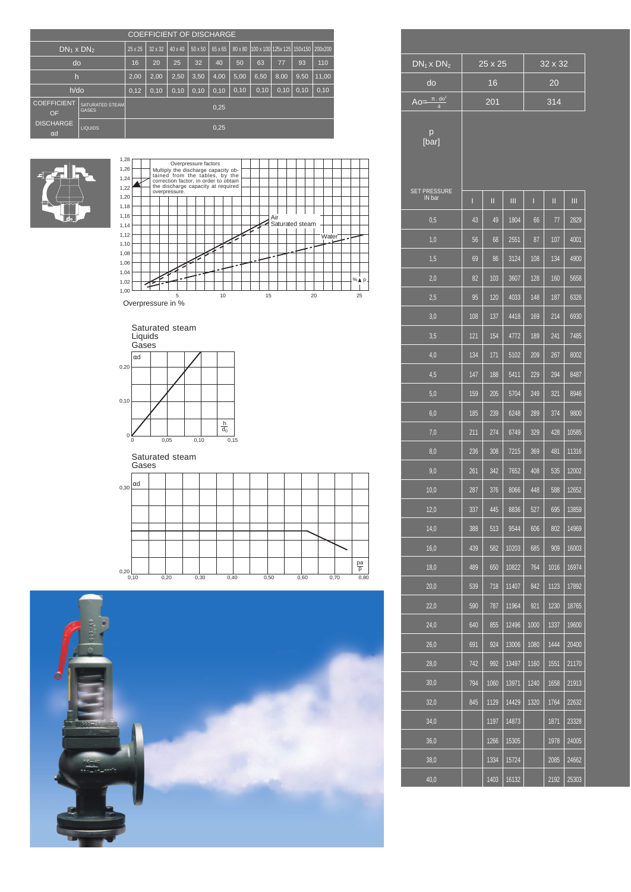## COEFFICIENT OF DISCHARGE

| $DN_1 \times DN_2$ | | 25 x 25 | 32 x 32 | 40 x 40 | 50 x 50 | 65 x 65 | 80 x 80 | 100 x 100 | 125x 125 | 150x150 | 200x200 |
|---|---|---|---|---|---|---|---|---|---|---|---|
| do | | 16 | 20 | 25 | 32 | 40 | 50 | 63 | 77 | 93 | 110 |
| h | | 2,00 | 2,00 | 2,50 | 3,50 | 4,00 | 5,00 | 6,50 | 8,00 | 9,50 | 11,00 |
| h/do | | 0,12 | 0,10 | 0,10 | 0,10 | 0,10 | 0,10 | 0,10 | 0,10 | 0,10 | 0,10 |
| COEFFICIENT OF DISCHARGE αd | SATURATED STEAM GASES | 0,25 | | | | | | | | | |
| | LIQUIDS | 0,25 | | | | | | | | | |

Overpressure factors: Multiply the discharge capacity obtained from the tables, by the correction factor, in order to obtain the discharge capacity at required overpressure.

Overpressure in %

Saturated steam / Liquids / Gases

Saturated steam / Gases

| $DN_1 \times DN_2$ | 25 x 25 | | | 32 x 32 | | |
|---|---|---|---|---|---|---|
| do | 16 | | | 20 | | |
| $Ao = \frac{\pi \cdot do^2}{4}$ | 201 | | | 314 | | |
| p [bar] SET PRESSURE IN bar | I | II | III | I | II | III |
| 0,5 | 43 | 49 | 1804 | 66 | 77 | 2829 |
| 1,0 | 56 | 68 | 2551 | 87 | 107 | 4001 |
| 1,5 | 69 | 86 | 3124 | 108 | 134 | 4900 |
| 2,0 | 82 | 103 | 3607 | 128 | 160 | 5658 |
| 2,5 | 95 | 120 | 4033 | 148 | 187 | 6326 |
| 3,0 | 108 | 137 | 4418 | 169 | 214 | 6930 |
| 3,5 | 121 | 154 | 4772 | 189 | 241 | 7485 |
| 4,0 | 134 | 171 | 5102 | 209 | 267 | 8002 |
| 4,5 | 147 | 188 | 5411 | 229 | 294 | 8487 |
| 5,0 | 159 | 205 | 5704 | 249 | 321 | 8946 |
| 6,0 | 185 | 239 | 6248 | 289 | 374 | 9800 |
| 7,0 | 211 | 274 | 6749 | 329 | 428 | 10585 |
| 8,0 | 236 | 308 | 7215 | 369 | 481 | 11316 |
| 9,0 | 261 | 342 | 7652 | 408 | 535 | 12002 |
| 10,0 | 287 | 376 | 8066 | 448 | 588 | 12652 |
| 12,0 | 337 | 445 | 8836 | 527 | 695 | 13859 |
| 14,0 | 388 | 513 | 9544 | 606 | 802 | 14969 |
| 16,0 | 439 | 582 | 10203 | 685 | 909 | 16003 |
| 18,0 | 489 | 650 | 10822 | 764 | 1016 | 16974 |
| 20,0 | 539 | 718 | 11407 | 842 | 1123 | 17892 |
| 22,0 | 590 | 787 | 11964 | 921 | 1230 | 18765 |
| 24,0 | 640 | 855 | 12496 | 1000 | 1337 | 19600 |
| 26,0 | 691 | 924 | 13006 | 1080 | 1444 | 20400 |
| 28,0 | 742 | 992 | 13497 | 1160 | 1551 | 21170 |
| 30,0 | 794 | 1060 | 13971 | 1240 | 1658 | 21913 |
| 32,0 | 845 | 1129 | 14429 | 1320 | 1764 | 22632 |
| 34,0 | | 1197 | 14873 | | 1871 | 23328 |
| 36,0 | | 1266 | 15305 | | 1978 | 24005 |
| 38,0 | | 1334 | 15724 | | 2085 | 24662 |
| 40,0 | | 1403 | 16132 | | 2192 | 25303 |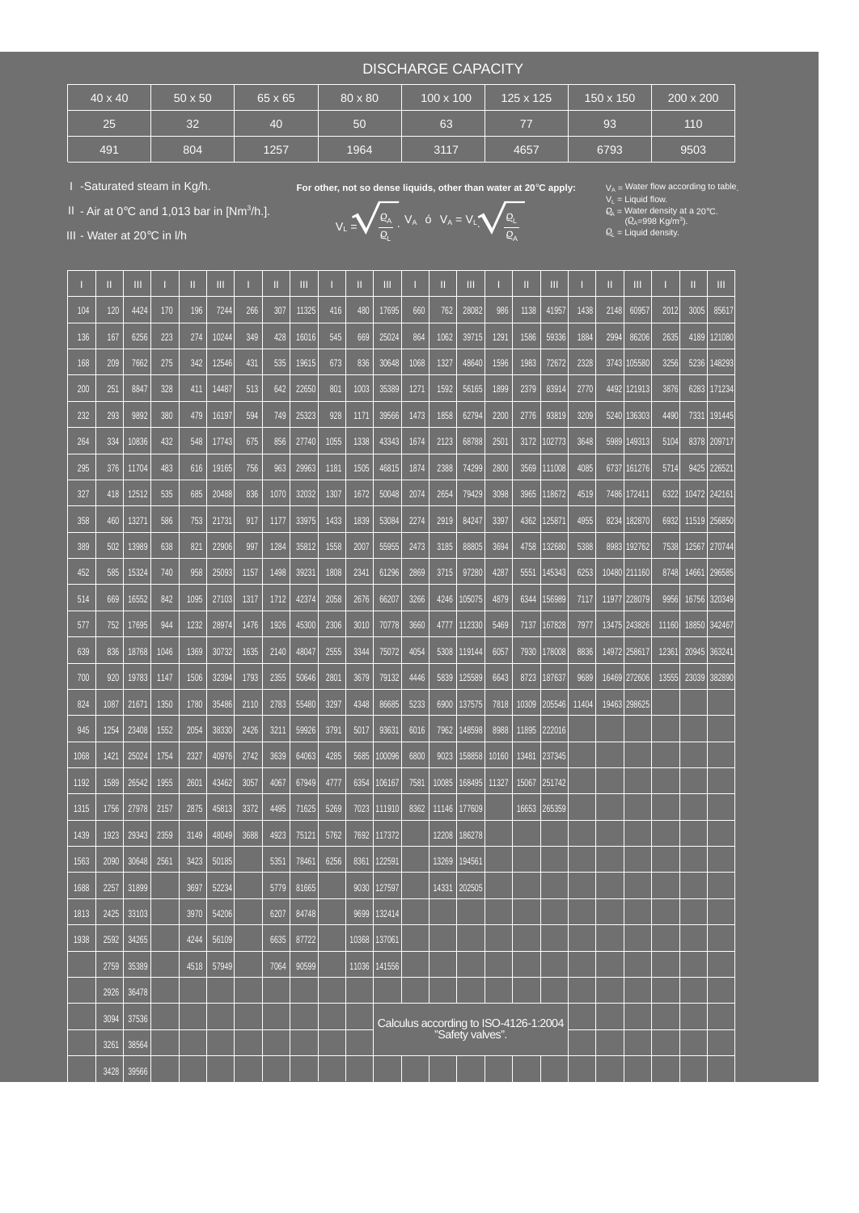## DISCHARGE CAPACITY

| 40 x 40 | 50 x 50 | 65 x 65 | 80 x 80 | 100 x 100 | 125 x 125 | 150 x 150 | 200 x 200 |
|---|---|---|---|---|---|---|---|
| 25 | 32 | 40 | 50 | 63 | 77 | 93 | 110 |
| 491 | 804 | 1257 | 1964 | 3117 | 4657 | 6793 | 9503 |

I -Saturated steam in Kg/h.

II - Air at 0°C and 1,013 bar in [Nm³/h.].

III - Water at 20°C in l/h

**For other, not so dense liquids, other than water at 20°C apply:**

$$V_L = \sqrt{\frac{\rho_A}{\rho_L}} \cdot V_A \quad ó \quad V_A = V_L \cdot \sqrt{\frac{\rho_L}{\rho_A}}$$

$V_A$ = Water flow according to table.
$V_L$ = Liquid flow.
$\rho_A$ = Water density at a 20°C. ($\rho_A$=998 Kg/m³).
$\rho_L$ = Liquid density.

| I | II | III | I | II | III | I | II | III | I | II | III | I | II | III | I | II | III | I | II | III | I | II | III |
|---|---|---|---|---|---|---|---|---|---|---|---|---|---|---|---|---|---|---|---|---|---|---|---|
| 104 | 120 | 4424 | 170 | 196 | 7244 | 266 | 307 | 11325 | 416 | 480 | 17695 | 660 | 762 | 28082 | 986 | 1138 | 41957 | 1438 | 2148 | 60957 | 2012 | 3005 | 85617 |
| 136 | 167 | 6256 | 223 | 274 | 10244 | 349 | 428 | 16016 | 545 | 669 | 25024 | 864 | 1062 | 39715 | 1291 | 1586 | 59336 | 1884 | 2994 | 86206 | 2635 | 4189 | 121080 |
| 168 | 209 | 7662 | 275 | 342 | 12546 | 431 | 535 | 19615 | 673 | 836 | 30648 | 1068 | 1327 | 48640 | 1596 | 1983 | 72672 | 2328 | 3743 | 105580 | 3256 | 5236 | 148293 |
| 200 | 251 | 8847 | 328 | 411 | 14487 | 513 | 642 | 22650 | 801 | 1003 | 35389 | 1271 | 1592 | 56165 | 1899 | 2379 | 83914 | 2770 | 4492 | 121913 | 3876 | 6283 | 171234 |
| 232 | 293 | 9892 | 380 | 479 | 16197 | 594 | 749 | 25323 | 928 | 1171 | 39566 | 1473 | 1858 | 62794 | 2200 | 2776 | 93819 | 3209 | 5240 | 136303 | 4490 | 7331 | 191445 |
| 264 | 334 | 10836 | 432 | 548 | 17743 | 675 | 856 | 27740 | 1055 | 1338 | 43343 | 1674 | 2123 | 68788 | 2501 | 3172 | 102773 | 3648 | 5989 | 149313 | 5104 | 8378 | 209717 |
| 295 | 376 | 11704 | 483 | 616 | 19165 | 756 | 963 | 29963 | 1181 | 1505 | 46815 | 1874 | 2388 | 74299 | 2800 | 3569 | 111008 | 4085 | 6737 | 161276 | 5714 | 9425 | 226521 |
| 327 | 418 | 12512 | 535 | 685 | 20488 | 836 | 1070 | 32032 | 1307 | 1672 | 50048 | 2074 | 2654 | 79429 | 3098 | 3965 | 118672 | 4519 | 7486 | 172411 | 6322 | 10472 | 242161 |
| 358 | 460 | 13271 | 586 | 753 | 21731 | 917 | 1177 | 33975 | 1433 | 1839 | 53084 | 2274 | 2919 | 84247 | 3397 | 4362 | 125871 | 4955 | 8234 | 182870 | 6932 | 11519 | 256850 |
| 389 | 502 | 13989 | 638 | 821 | 22906 | 997 | 1284 | 35812 | 1558 | 2007 | 55955 | 2473 | 3185 | 88805 | 3694 | 4758 | 132680 | 5388 | 8983 | 192762 | 7538 | 12567 | 270744 |
| 452 | 585 | 15324 | 740 | 958 | 25093 | 1157 | 1498 | 39231 | 1808 | 2341 | 61296 | 2869 | 3715 | 97280 | 4287 | 5551 | 145343 | 6253 | 10480 | 211160 | 8748 | 14661 | 296585 |
| 514 | 669 | 16552 | 842 | 1095 | 27103 | 1317 | 1712 | 42374 | 2058 | 2676 | 66207 | 3266 | 4246 | 105075 | 4879 | 6344 | 156989 | 7117 | 11977 | 228079 | 9956 | 16756 | 320349 |
| 577 | 752 | 17695 | 944 | 1232 | 28974 | 1476 | 1926 | 45300 | 2306 | 3010 | 70778 | 3660 | 4777 | 112330 | 5469 | 7137 | 167828 | 7977 | 13475 | 243826 | 11160 | 18850 | 342467 |
| 639 | 836 | 18768 | 1046 | 1369 | 30732 | 1635 | 2140 | 48047 | 2555 | 3344 | 75072 | 4054 | 5308 | 119144 | 6057 | 7930 | 178008 | 8836 | 14972 | 258617 | 12361 | 20945 | 363241 |
| 700 | 920 | 19783 | 1147 | 1506 | 32394 | 1793 | 2355 | 50646 | 2801 | 3679 | 79132 | 4446 | 5839 | 125589 | 6643 | 8723 | 187637 | 9689 | 16469 | 272606 | 13555 | 23039 | 382890 |
| 824 | 1087 | 21671 | 1350 | 1780 | 35486 | 2110 | 2783 | 55480 | 3297 | 4348 | 86685 | 5233 | 6900 | 137575 | 7818 | 10309 | 205546 | 11404 | 19463 | 298625 | | | |
| 945 | 1254 | 23408 | 1552 | 2054 | 38330 | 2426 | 3211 | 59926 | 3791 | 5017 | 93631 | 6016 | 7962 | 148598 | 8988 | 11895 | 222016 | | | | | | |
| 1068 | 1421 | 25024 | 1754 | 2327 | 40976 | 2742 | 3639 | 64063 | 4285 | 5685 | 100096 | 6800 | 9023 | 158858 | 10160 | 13481 | 237345 | | | | | | |
| 1192 | 1589 | 26542 | 1955 | 2601 | 43462 | 3057 | 4067 | 67949 | 4777 | 6354 | 106167 | 7581 | 10085 | 168495 | 11327 | 15067 | 251742 | | | | | | |
| 1315 | 1756 | 27978 | 2157 | 2875 | 45813 | 3372 | 4495 | 71625 | 5269 | 7023 | 111910 | 8362 | 11146 | 177609 | | 16653 | 265359 | | | | | | |
| 1439 | 1923 | 29343 | 2359 | 3149 | 48049 | 3688 | 4923 | 75121 | 5762 | 7692 | 117372 | | 12208 | 186278 | | | | | | | | | |
| 1563 | 2090 | 30648 | 2561 | 3423 | 50185 | | 5351 | 78461 | 6256 | 8361 | 122591 | | 13269 | 194561 | | | | | | | | | |
| 1688 | 2257 | 31899 | | 3697 | 52234 | | 5779 | 81665 | | 9030 | 127597 | | 14331 | 202505 | | | | | | | | | |
| 1813 | 2425 | 33103 | | 3970 | 54206 | | 6207 | 84748 | | 9699 | 132414 | | | | | | | | | | | | |
| 1938 | 2592 | 34265 | | 4244 | 56109 | | 6635 | 87722 | | 10368 | 137061 | | | | | | | | | | | | |
| | 2759 | 35389 | | 4518 | 57949 | | 7064 | 90599 | | 11036 | 141556 | | | | | | | | | | | | |
| | 2926 | 36478 | | | | | | | | | | | | | | | | | | | | | |
| | 3094 | 37536 | | | | | | | | | | | | | | | | | | | | | |
| | 3261 | 38564 | | | | | | | | | | | | | | | | | | | | | |
| | 3428 | 39566 | | | | | | | | | | | | | | | | | | | | | |

Calculus according to ISO-4126-1:2004 "Safety valves".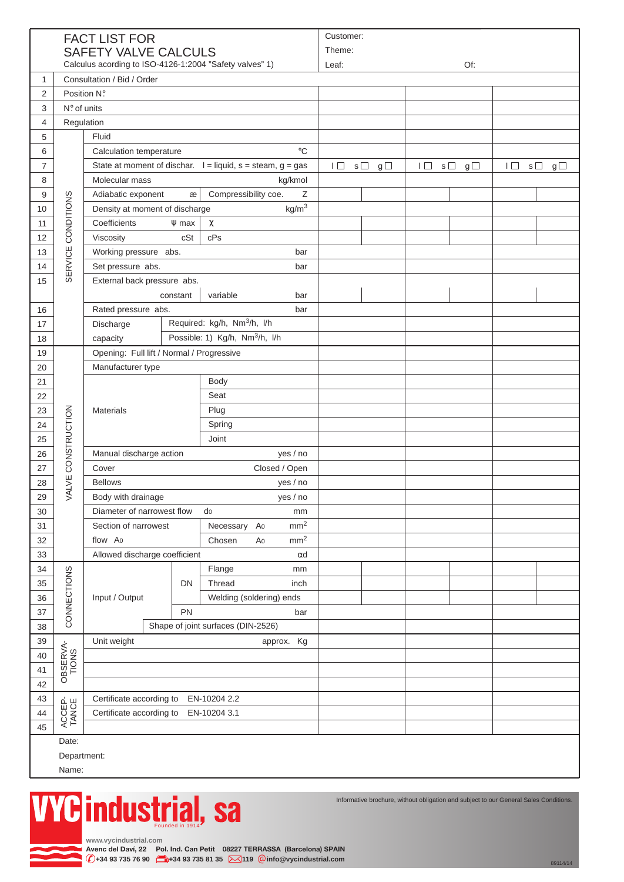# FACT LIST FOR SAFETY VALVE CALCULS

Calculus acording to ISO-4126-1:2004 "Safety valves" 1)

Customer:

Theme:

Leaf: Of:

| No. | Section | Item | | | | | |
|---|---|---|---|---|---|---|---|
| 1 | | Consultation / Bid / Order | | | | | |
| 2 | | Position N° | | | | | |
| 3 | | N° of units | | | | | |
| 4 | | Regulation | | | | | |
| 5 | SERVICE CONDITIONS | Fluid | | | | | |
| 6 | | Calculation temperature °C | | | | | |
| 7 | | State at moment of dischar. l = liquid, s = steam, g = gas | | | l ☐ s ☐ g ☐ | l ☐ s ☐ g ☐ | l ☐ s ☐ g ☐ |
| 8 | | Molecular mass kg/kmol | | | | | |
| 9 | | Adiabatic exponent æ | Compressibility coe. Z | | | | |
| 10 | | Density at moment of discharge $kg/m^3$ | | | | | |
| 11 | | Coefficients Ψ max | χ | | | | |
| 12 | | Viscosity cSt | cPs | | | | |
| 13 | | Working pressure abs. bar | | | | | |
| 14 | | Set pressure abs. bar | | | | | |
| 15 | | External back pressure abs. constant | variable bar | | | | |
| 16 | | Rated pressure abs. bar | | | | | |
| 17 | | Discharge capacity | Required: kg/h, $Nm^3/h$, l/h | | | | |
| 18 | | | Possible: 1) Kg/h, $Nm^3/h$, l/h | | | | |
| 19 | VALVE CONSTRUCTION | Opening: Full lift / Normal / Progressive | | | | | |
| 20 | | Manufacturer type | | | | | |
| 21 | | Materials | Body | | | | |
| 22 | | | Seat | | | | |
| 23 | | | Plug | | | | |
| 24 | | | Spring | | | | |
| 25 | | | Joint | | | | |
| 26 | | Manual discharge action yes / no | | | | | |
| 27 | | Cover Closed / Open | | | | | |
| 28 | | Bellows yes / no | | | | | |
| 29 | | Body with drainage yes / no | | | | | |
| 30 | | Diameter of narrowest flow $d_0$ mm | | | | | |
| 31 | | Section of narrowest flow $A_0$ | Necessary $A_0$ $mm^2$ | | | | |
| 32 | | | Chosen $A_0$ $mm^2$ | | | | |
| 33 | | Allowed discharge coefficient αd | | | | | |
| 34 | CONNECTIONS | Input / Output | Flange mm | | | | |
| 35 | | DN | Thread inch | | | | |
| 36 | | | Welding (soldering) ends | | | | |
| 37 | | PN | bar | | | | |
| 38 | | Shape of joint surfaces (DIN-2526) | | | | | |
| 39 | OBSERVATIONS | Unit weight approx. Kg | | | | | |
| 40 | | | | | | | |
| 41 | | | | | | | |
| 42 | | | | | | | |
| 43 | ACCEPTANCE | Certificate according to EN-10204 2.2 | | | | | |
| 44 | | Certificate according to EN-10204 3.1 | | | | | |
| 45 | | | | | | | |

Date:

Department:

Name:

**VYC industrial, sa** Founded in 1914

Informative brochure, without obligation and subject to our General Sales Conditions.

www.vycindustrial.com

**Avenc del Daví, 22 Pol. Ind. Can Petit 08227 TERRASSA (Barcelona) SPAIN**

**+34 93 735 76 90 +34 93 735 81 35 119 info@vycindustrial.com**

89114/14